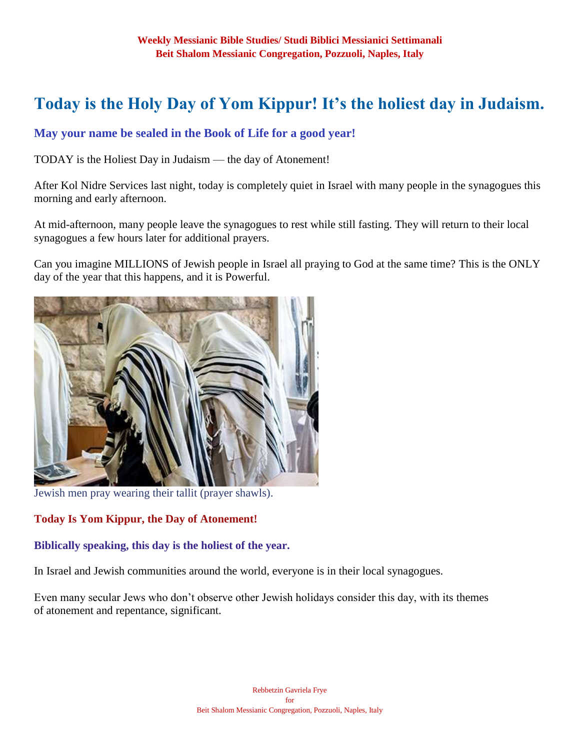# Today is the Holy Day of Yom Kippur! It's the holiest day in Judaism.

## May your name be sealed in the Book of Life for a good year!

TODAY is the Holiest Day in Judaism — the day of Atonement!

After Kol Nidre Services last night, today is completely quiet in Israel with many people in the synagogues this morning and early afternoon.

At mid-afternoon, many people leave the synagogues to rest while still fasting. They will return to their local synagogues a few hours later for additional prayers.

Can you imagine MILLIONS of Jewish people in Israel all praying to God at the same time? This is the ONLY day of the year that this happens, and it is Powerful.

Jewish men pray wearing their tallit (prayer shawls).

### Today Is Yom Kippur, the Day of Atonement!

### Biblically speaking, this day is the holiest of the year.

In Israel and Jewish communities around the world, everyone is in their local synagogues.

Even many secular Jews who don't observe other Jewish holidays consider this day, with its themes of atonement and repentance, significant.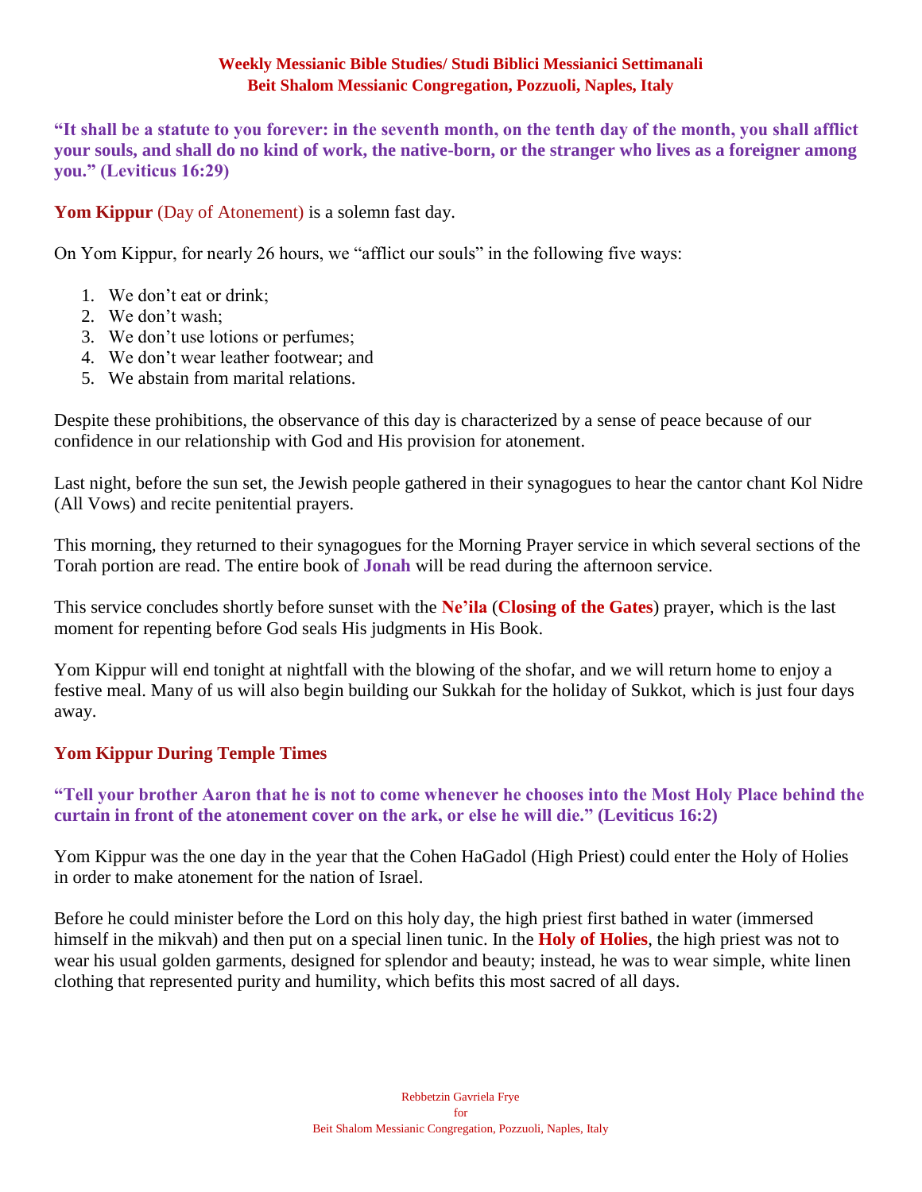**Weekly Messianic Bible Studies/ Studi Biblici Messianici Settimanali**
**Beit Shalom Messianic Congregation, Pozzuoli, Naples, Italy**

**"It shall be a statute to you forever: in the seventh month, on the tenth day of the month, you shall afflict your souls, and shall do no kind of work, the native-born, or the stranger who lives as a foreigner among you." (Leviticus 16:29)**

**Yom Kippur** (Day of Atonement) is a solemn fast day.

On Yom Kippur, for nearly 26 hours, we "afflict our souls" in the following five ways:

1. We don't eat or drink;
2. We don't wash;
3. We don't use lotions or perfumes;
4. We don't wear leather footwear; and
5. We abstain from marital relations.

Despite these prohibitions, the observance of this day is characterized by a sense of peace because of our confidence in our relationship with God and His provision for atonement.

Last night, before the sun set, the Jewish people gathered in their synagogues to hear the cantor chant Kol Nidre (All Vows) and recite penitential prayers.

This morning, they returned to their synagogues for the Morning Prayer service in which several sections of the Torah portion are read. The entire book of **Jonah** will be read during the afternoon service.

This service concludes shortly before sunset with the **Ne'ila** (**Closing of the Gates**) prayer, which is the last moment for repenting before God seals His judgments in His Book.

Yom Kippur will end tonight at nightfall with the blowing of the shofar, and we will return home to enjoy a festive meal. Many of us will also begin building our Sukkah for the holiday of Sukkot, which is just four days away.

## Yom Kippur During Temple Times

**"Tell your brother Aaron that he is not to come whenever he chooses into the Most Holy Place behind the curtain in front of the atonement cover on the ark, or else he will die." (Leviticus 16:2)**

Yom Kippur was the one day in the year that the Cohen HaGadol (High Priest) could enter the Holy of Holies in order to make atonement for the nation of Israel.

Before he could minister before the Lord on this holy day, the high priest first bathed in water (immersed himself in the mikvah) and then put on a special linen tunic. In the **Holy of Holies**, the high priest was not to wear his usual golden garments, designed for splendor and beauty; instead, he was to wear simple, white linen clothing that represented purity and humility, which befits this most sacred of all days.

Rebbetzin Gavriela Frye
for
Beit Shalom Messianic Congregation, Pozzuoli, Naples, Italy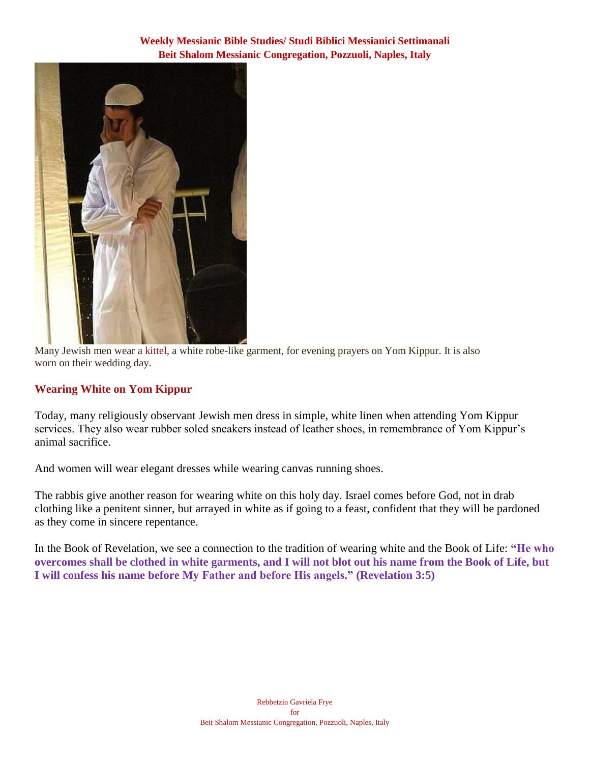Many Jewish men wear a kittel, a white robe-like garment, for evening prayers on Yom Kippur. It is also worn on their wedding day.

### Wearing White on Yom Kippur

Today, many religiously observant Jewish men dress in simple, white linen when attending Yom Kippur services. They also wear rubber soled sneakers instead of leather shoes, in remembrance of Yom Kippur's animal sacrifice.

And women will wear elegant dresses while wearing canvas running shoes.

The rabbis give another reason for wearing white on this holy day. Israel comes before God, not in drab clothing like a penitent sinner, but arrayed in white as if going to a feast, confident that they will be pardoned as they come in sincere repentance.

In the Book of Revelation, we see a connection to the tradition of wearing white and the Book of Life: **"He who overcomes shall be clothed in white garments, and I will not blot out his name from the Book of Life, but I will confess his name before My Father and before His angels." (Revelation 3:5)**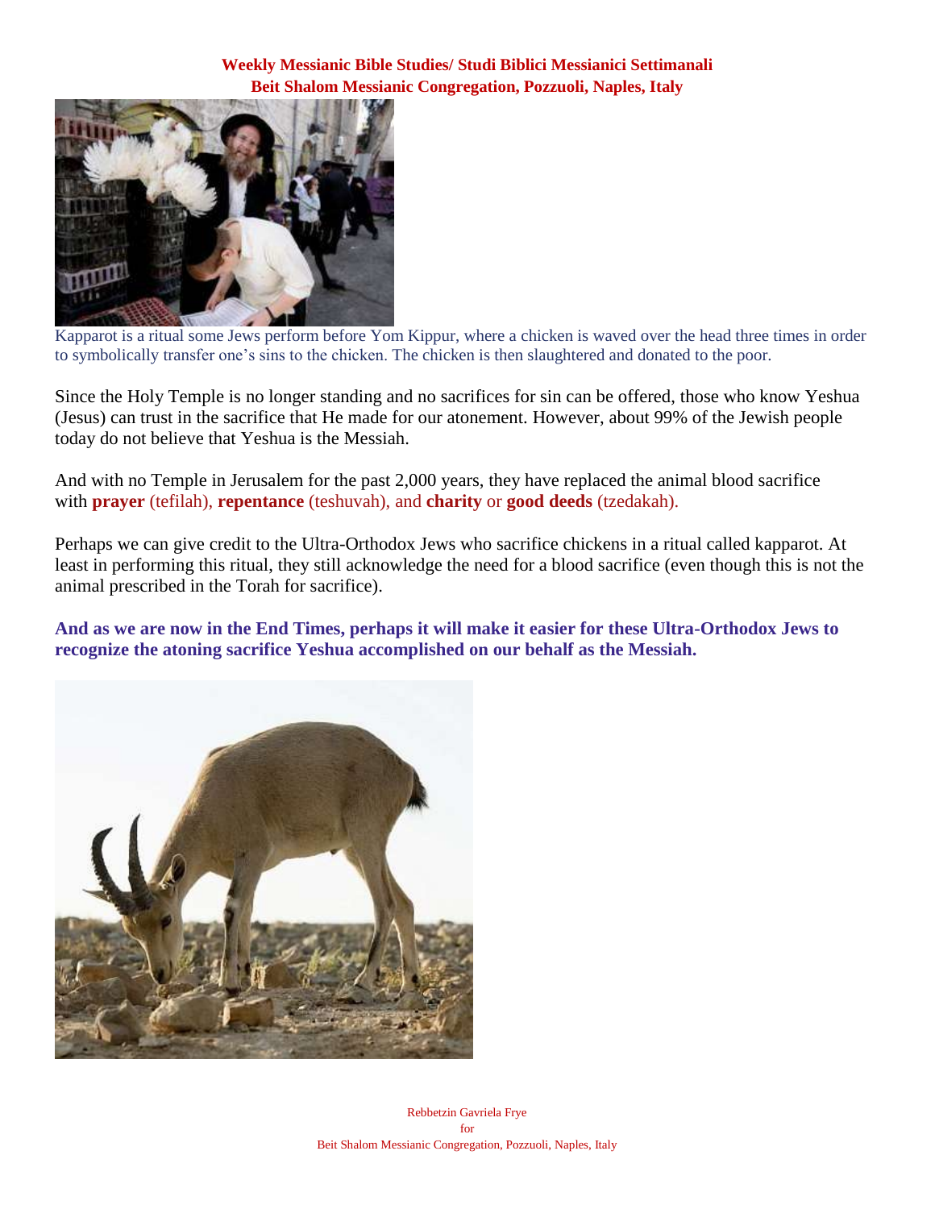Kapparot is a ritual some Jews perform before Yom Kippur, where a chicken is waved over the head three times in order to symbolically transfer one's sins to the chicken. The chicken is then slaughtered and donated to the poor.

Since the Holy Temple is no longer standing and no sacrifices for sin can be offered, those who know Yeshua (Jesus) can trust in the sacrifice that He made for our atonement. However, about 99% of the Jewish people today do not believe that Yeshua is the Messiah.

And with no Temple in Jerusalem for the past 2,000 years, they have replaced the animal blood sacrifice with **prayer** (tefilah), **repentance** (teshuvah), and **charity** or **good deeds** (tzedakah).

Perhaps we can give credit to the Ultra-Orthodox Jews who sacrifice chickens in a ritual called kapparot. At least in performing this ritual, they still acknowledge the need for a blood sacrifice (even though this is not the animal prescribed in the Torah for sacrifice).

**And as we are now in the End Times, perhaps it will make it easier for these Ultra-Orthodox Jews to recognize the atoning sacrifice Yeshua accomplished on our behalf as the Messiah.**

Rebbetzin Gavriela Frye
for
Beit Shalom Messianic Congregation, Pozzuoli, Naples, Italy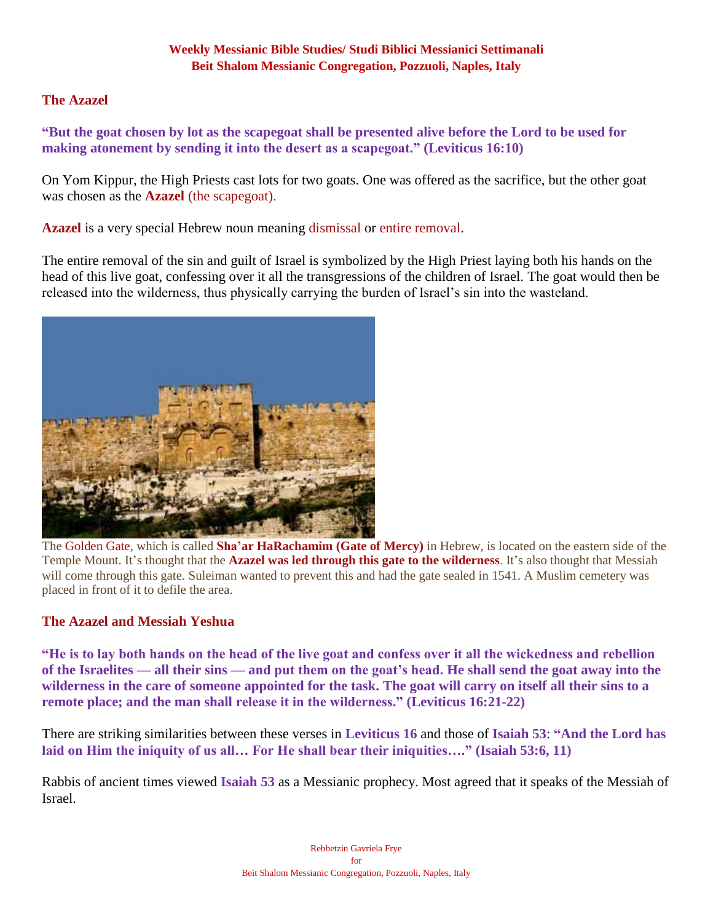## The Azazel

**"But the goat chosen by lot as the scapegoat shall be presented alive before the Lord to be used for making atonement by sending it into the desert as a scapegoat." (Leviticus 16:10)**

On Yom Kippur, the High Priests cast lots for two goats. One was offered as the sacrifice, but the other goat was chosen as the **Azazel** (the scapegoat).

**Azazel** is a very special Hebrew noun meaning dismissal or entire removal.

The entire removal of the sin and guilt of Israel is symbolized by the High Priest laying both his hands on the head of this live goat, confessing over it all the transgressions of the children of Israel. The goat would then be released into the wilderness, thus physically carrying the burden of Israel's sin into the wasteland.

The Golden Gate, which is called **Sha'ar HaRachamim (Gate of Mercy)** in Hebrew, is located on the eastern side of the Temple Mount. It's thought that the **Azazel was led through this gate to the wilderness**. It's also thought that Messiah will come through this gate. Suleiman wanted to prevent this and had the gate sealed in 1541. A Muslim cemetery was placed in front of it to defile the area.

## The Azazel and Messiah Yeshua

**"He is to lay both hands on the head of the live goat and confess over it all the wickedness and rebellion of the Israelites — all their sins — and put them on the goat's head. He shall send the goat away into the wilderness in the care of someone appointed for the task. The goat will carry on itself all their sins to a remote place; and the man shall release it in the wilderness." (Leviticus 16:21-22)**

There are striking similarities between these verses in **Leviticus 16** and those of **Isaiah 53**: **"And the Lord has laid on Him the iniquity of us all… For He shall bear their iniquities…." (Isaiah 53:6, 11)**

Rabbis of ancient times viewed **Isaiah 53** as a Messianic prophecy. Most agreed that it speaks of the Messiah of Israel.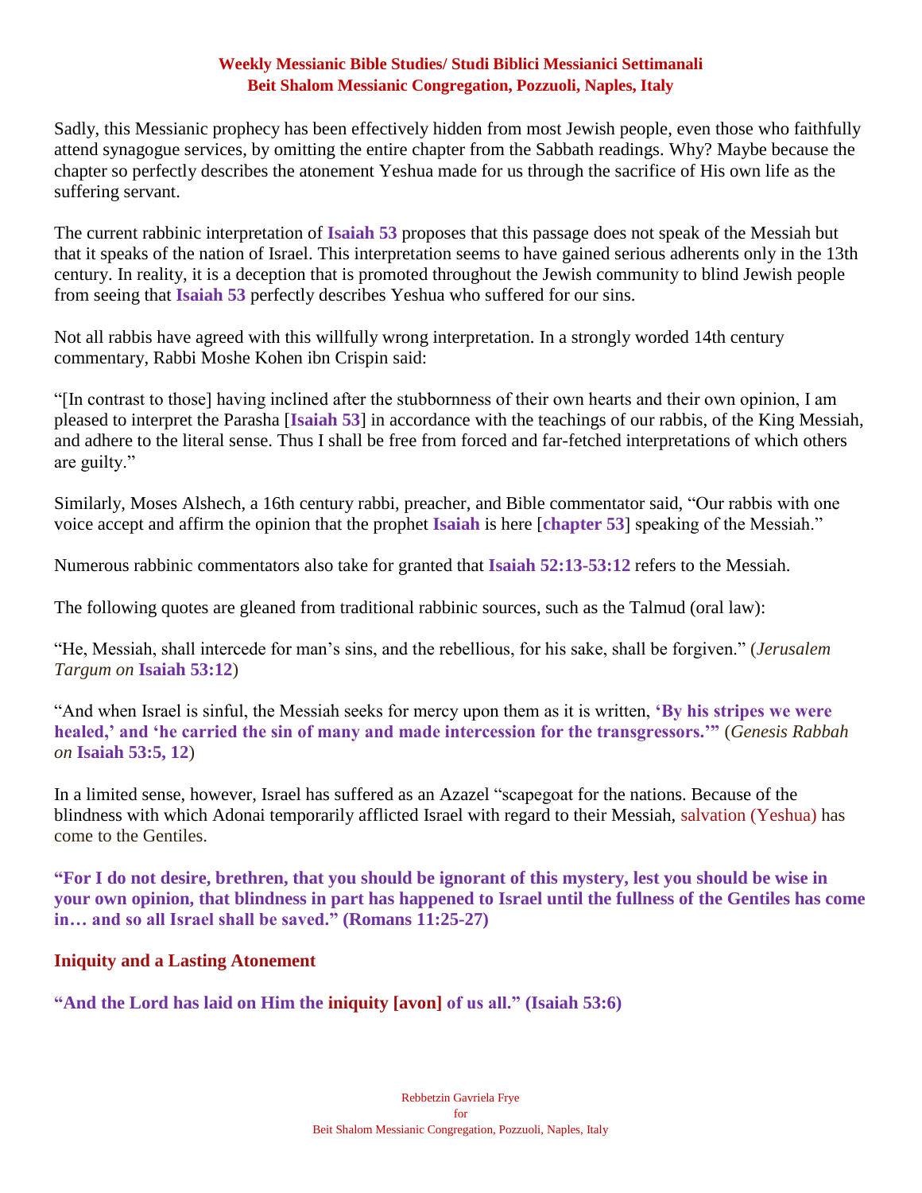Sadly, this Messianic prophecy has been effectively hidden from most Jewish people, even those who faithfully attend synagogue services, by omitting the entire chapter from the Sabbath readings. Why? Maybe because the chapter so perfectly describes the atonement Yeshua made for us through the sacrifice of His own life as the suffering servant.

The current rabbinic interpretation of **Isaiah 53** proposes that this passage does not speak of the Messiah but that it speaks of the nation of Israel. This interpretation seems to have gained serious adherents only in the 13th century. In reality, it is a deception that is promoted throughout the Jewish community to blind Jewish people from seeing that **Isaiah 53** perfectly describes Yeshua who suffered for our sins.

Not all rabbis have agreed with this willfully wrong interpretation. In a strongly worded 14th century commentary, Rabbi Moshe Kohen ibn Crispin said:

"[In contrast to those] having inclined after the stubbornness of their own hearts and their own opinion, I am pleased to interpret the Parasha [**Isaiah 53**] in accordance with the teachings of our rabbis, of the King Messiah, and adhere to the literal sense. Thus I shall be free from forced and far-fetched interpretations of which others are guilty."

Similarly, Moses Alshech, a 16th century rabbi, preacher, and Bible commentator said, "Our rabbis with one voice accept and affirm the opinion that the prophet **Isaiah** is here [**chapter 53**] speaking of the Messiah."

Numerous rabbinic commentators also take for granted that **Isaiah 52:13-53:12** refers to the Messiah.

The following quotes are gleaned from traditional rabbinic sources, such as the Talmud (oral law):

"He, Messiah, shall intercede for man's sins, and the rebellious, for his sake, shall be forgiven." (*Jerusalem Targum on* **Isaiah 53:12**)

"And when Israel is sinful, the Messiah seeks for mercy upon them as it is written, **'By his stripes we were healed,' and 'he carried the sin of many and made intercession for the transgressors.'"** (*Genesis Rabbah on* **Isaiah 53:5, 12**)

In a limited sense, however, Israel has suffered as an Azazel "scapegoat for the nations. Because of the blindness with which Adonai temporarily afflicted Israel with regard to their Messiah, salvation (Yeshua) has come to the Gentiles.

**"For I do not desire, brethren, that you should be ignorant of this mystery, lest you should be wise in your own opinion, that blindness in part has happened to Israel until the fullness of the Gentiles has come in… and so all Israel shall be saved." (Romans 11:25-27)**

## Iniquity and a Lasting Atonement

**"And the Lord has laid on Him the iniquity [avon] of us all." (Isaiah 53:6)**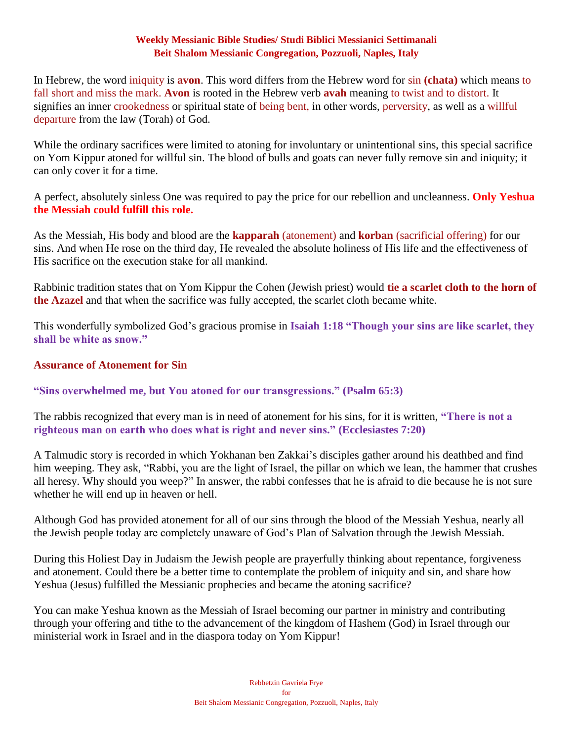In Hebrew, the word iniquity is **avon**. This word differs from the Hebrew word for sin **(chata)** which means to fall short and miss the mark. **Avon** is rooted in the Hebrew verb **avah** meaning to twist and to distort. It signifies an inner crookedness or spiritual state of being bent, in other words, perversity, as well as a willful departure from the law (Torah) of God.

While the ordinary sacrifices were limited to atoning for involuntary or unintentional sins, this special sacrifice on Yom Kippur atoned for willful sin. The blood of bulls and goats can never fully remove sin and iniquity; it can only cover it for a time.

A perfect, absolutely sinless One was required to pay the price for our rebellion and uncleanness. **Only Yeshua the Messiah could fulfill this role.**

As the Messiah, His body and blood are the **kapparah** (atonement) and **korban** (sacrificial offering) for our sins. And when He rose on the third day, He revealed the absolute holiness of His life and the effectiveness of His sacrifice on the execution stake for all mankind.

Rabbinic tradition states that on Yom Kippur the Cohen (Jewish priest) would **tie a scarlet cloth to the horn of the Azazel** and that when the sacrifice was fully accepted, the scarlet cloth became white.

This wonderfully symbolized God's gracious promise in **Isaiah 1:18 "Though your sins are like scarlet, they shall be white as snow."**

## Assurance of Atonement for Sin

**"Sins overwhelmed me, but You atoned for our transgressions." (Psalm 65:3)**

The rabbis recognized that every man is in need of atonement for his sins, for it is written, **"There is not a righteous man on earth who does what is right and never sins." (Ecclesiastes 7:20)**

A Talmudic story is recorded in which Yokhanan ben Zakkai's disciples gather around his deathbed and find him weeping. They ask, "Rabbi, you are the light of Israel, the pillar on which we lean, the hammer that crushes all heresy. Why should you weep?" In answer, the rabbi confesses that he is afraid to die because he is not sure whether he will end up in heaven or hell.

Although God has provided atonement for all of our sins through the blood of the Messiah Yeshua, nearly all the Jewish people today are completely unaware of God's Plan of Salvation through the Jewish Messiah.

During this Holiest Day in Judaism the Jewish people are prayerfully thinking about repentance, forgiveness and atonement. Could there be a better time to contemplate the problem of iniquity and sin, and share how Yeshua (Jesus) fulfilled the Messianic prophecies and became the atoning sacrifice?

You can make Yeshua known as the Messiah of Israel becoming our partner in ministry and contributing through your offering and tithe to the advancement of the kingdom of Hashem (God) in Israel through our ministerial work in Israel and in the diaspora today on Yom Kippur!

Rebbetzin Gavriela Frye
for
Beit Shalom Messianic Congregation, Pozzuoli, Naples, Italy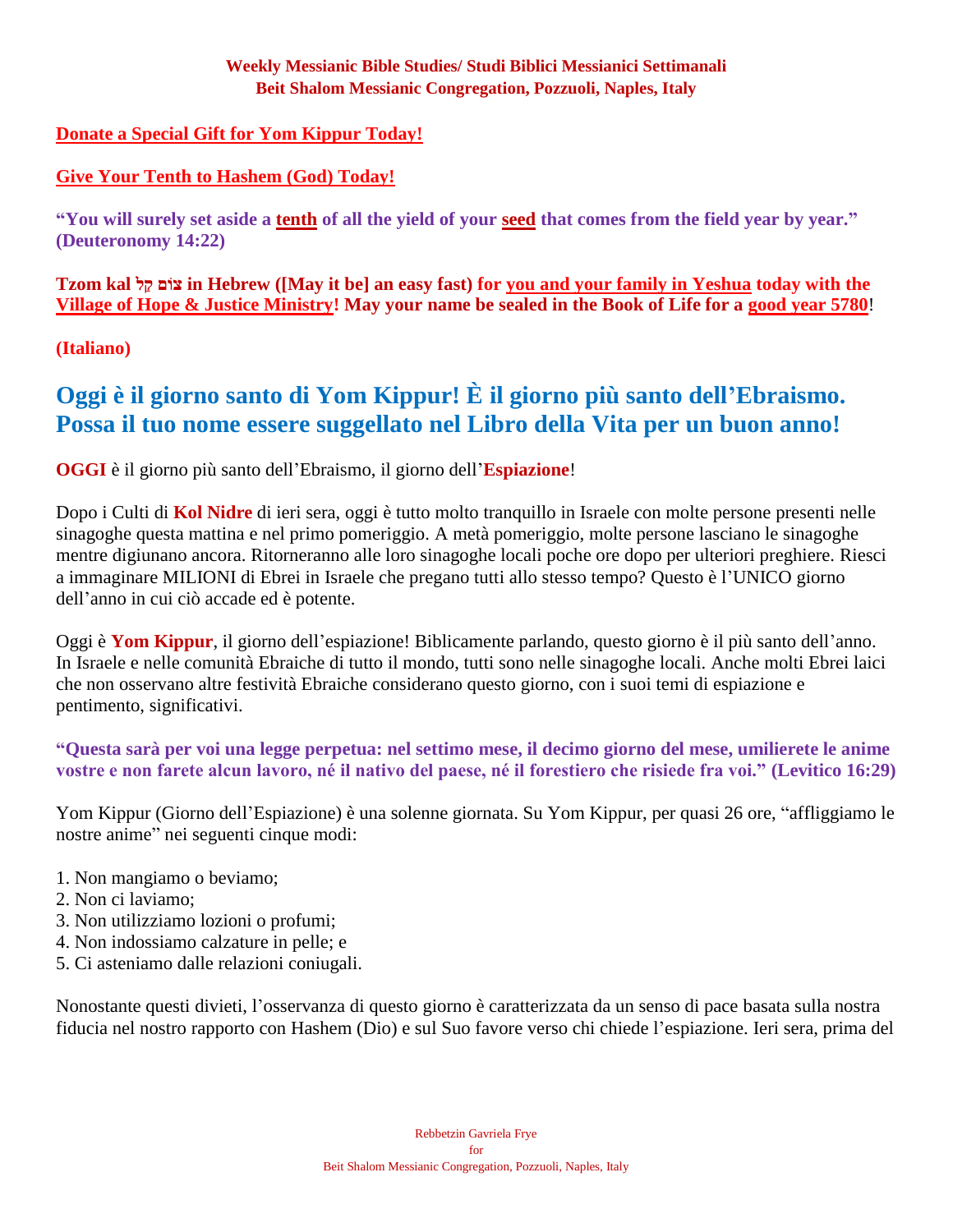**Weekly Messianic Bible Studies/ Studi Biblici Messianici Settimanali**
**Beit Shalom Messianic Congregation, Pozzuoli, Naples, Italy**

**Donate a Special Gift for Yom Kippur Today!**

**Give Your Tenth to Hashem (God) Today!**

**"You will surely set aside a tenth of all the yield of your seed that comes from the field year by year." (Deuteronomy 14:22)**

**Tzom kal צוֹם קַל in Hebrew ([May it be] an easy fast) for you and your family in Yeshua today with the Village of Hope & Justice Ministry! May your name be sealed in the Book of Life for a good year 5780!**

**(Italiano)**

# Oggi è il giorno santo di Yom Kippur! È il giorno più santo dell'Ebraismo. Possa il tuo nome essere suggellato nel Libro della Vita per un buon anno!

**OGGI** è il giorno più santo dell'Ebraismo, il giorno dell'**Espiazione**!

Dopo i Culti di **Kol Nidre** di ieri sera, oggi è tutto molto tranquillo in Israele con molte persone presenti nelle sinagoghe questa mattina e nel primo pomeriggio. A metà pomeriggio, molte persone lasciano le sinagoghe mentre digiunano ancora. Ritorneranno alle loro sinagoghe locali poche ore dopo per ulteriori preghiere. Riesci a immaginare MILIONI di Ebrei in Israele che pregano tutti allo stesso tempo? Questo è l'UNICO giorno dell'anno in cui ciò accade ed è potente.

Oggi è **Yom Kippur**, il giorno dell'espiazione! Biblicamente parlando, questo giorno è il più santo dell'anno. In Israele e nelle comunità Ebraiche di tutto il mondo, tutti sono nelle sinagoghe locali. Anche molti Ebrei laici che non osservano altre festività Ebraiche considerano questo giorno, con i suoi temi di espiazione e pentimento, significativi.

**"Questa sarà per voi una legge perpetua: nel settimo mese, il decimo giorno del mese, umilierete le anime vostre e non farete alcun lavoro, né il nativo del paese, né il forestiero che risiede fra voi." (Levitico 16:29)**

Yom Kippur (Giorno dell'Espiazione) è una solenne giornata. Su Yom Kippur, per quasi 26 ore, "affliggiamo le nostre anime" nei seguenti cinque modi:

1. Non mangiamo o beviamo;
2. Non ci laviamo;
3. Non utilizziamo lozioni o profumi;
4. Non indossiamo calzature in pelle; e
5. Ci asteniamo dalle relazioni coniugali.

Nonostante questi divieti, l'osservanza di questo giorno è caratterizzata da un senso di pace basata sulla nostra fiducia nel nostro rapporto con Hashem (Dio) e sul Suo favore verso chi chiede l'espiazione. Ieri sera, prima del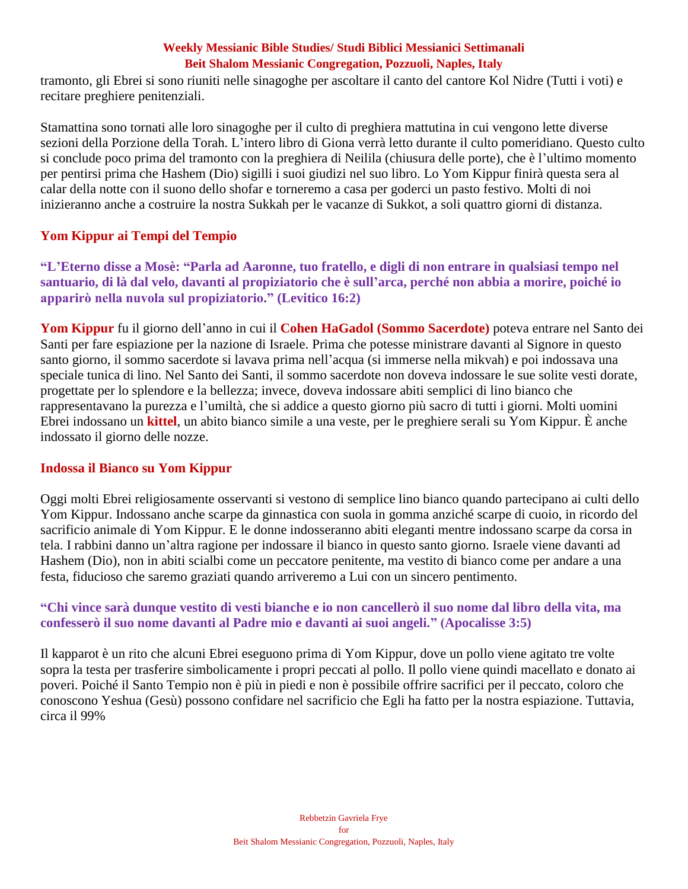tramonto, gli Ebrei si sono riuniti nelle sinagoghe per ascoltare il canto del cantore Kol Nidre (Tutti i voti) e recitare preghiere penitenziali.

Stamattina sono tornati alle loro sinagoghe per il culto di preghiera mattutina in cui vengono lette diverse sezioni della Porzione della Torah. L'intero libro di Giona verrà letto durante il culto pomeridiano. Questo culto si conclude poco prima del tramonto con la preghiera di Neilila (chiusura delle porte), che è l'ultimo momento per pentirsi prima che Hashem (Dio) sigilli i suoi giudizi nel suo libro. Lo Yom Kippur finirà questa sera al calar della notte con il suono dello shofar e torneremo a casa per goderci un pasto festivo. Molti di noi inizieranno anche a costruire la nostra Sukkah per le vacanze di Sukkot, a soli quattro giorni di distanza.

## Yom Kippur ai Tempi del Tempio

**"L'Eterno disse a Mosè: "Parla ad Aaronne, tuo fratello, e digli di non entrare in qualsiasi tempo nel santuario, di là dal velo, davanti al propiziatorio che è sull'arca, perché non abbia a morire, poiché io apparirò nella nuvola sul propiziatorio." (Levitico 16:2)**

**Yom Kippur** fu il giorno dell'anno in cui il **Cohen HaGadol (Sommo Sacerdote)** poteva entrare nel Santo dei Santi per fare espiazione per la nazione di Israele. Prima che potesse ministrare davanti al Signore in questo santo giorno, il sommo sacerdote si lavava prima nell'acqua (si immerse nella mikvah) e poi indossava una speciale tunica di lino. Nel Santo dei Santi, il sommo sacerdote non doveva indossare le sue solite vesti dorate, progettate per lo splendore e la bellezza; invece, doveva indossare abiti semplici di lino bianco che rappresentavano la purezza e l'umiltà, che si addice a questo giorno più sacro di tutti i giorni. Molti uomini Ebrei indossano un **kittel**, un abito bianco simile a una veste, per le preghiere serali su Yom Kippur. È anche indossato il giorno delle nozze.

## Indossa il Bianco su Yom Kippur

Oggi molti Ebrei religiosamente osservanti si vestono di semplice lino bianco quando partecipano ai culti dello Yom Kippur. Indossano anche scarpe da ginnastica con suola in gomma anziché scarpe di cuoio, in ricordo del sacrificio animale di Yom Kippur. E le donne indosseranno abiti eleganti mentre indossano scarpe da corsa in tela. I rabbini danno un'altra ragione per indossare il bianco in questo santo giorno. Israele viene davanti ad Hashem (Dio), non in abiti scialbi come un peccatore penitente, ma vestito di bianco come per andare a una festa, fiducioso che saremo graziati quando arriveremo a Lui con un sincero pentimento.

**"Chi vince sarà dunque vestito di vesti bianche e io non cancellerò il suo nome dal libro della vita, ma confesserò il suo nome davanti al Padre mio e davanti ai suoi angeli." (Apocalisse 3:5)**

Il kapparot è un rito che alcuni Ebrei eseguono prima di Yom Kippur, dove un pollo viene agitato tre volte sopra la testa per trasferire simbolicamente i propri peccati al pollo. Il pollo viene quindi macellato e donato ai poveri. Poiché il Santo Tempio non è più in piedi e non è possibile offrire sacrifici per il peccato, coloro che conoscono Yeshua (Gesù) possono confidare nel sacrificio che Egli ha fatto per la nostra espiazione. Tuttavia, circa il 99%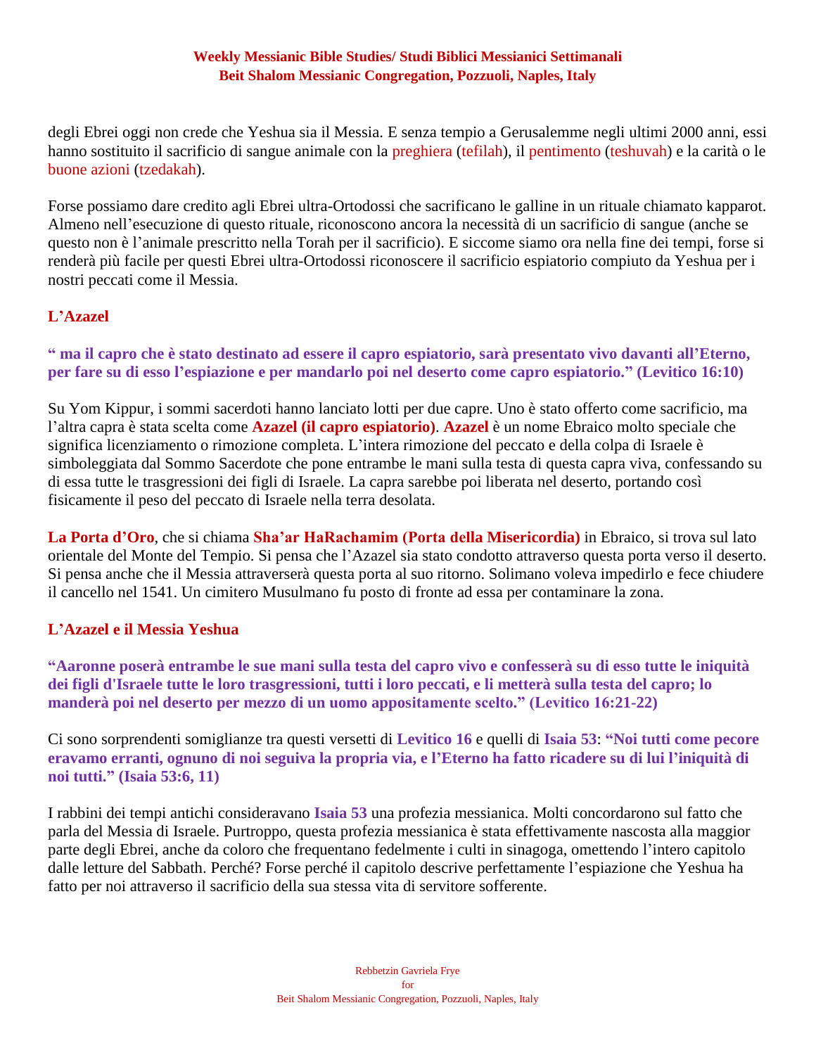degli Ebrei oggi non crede che Yeshua sia il Messia. E senza tempio a Gerusalemme negli ultimi 2000 anni, essi hanno sostituito il sacrificio di sangue animale con la preghiera (tefilah), il pentimento (teshuvah) e la carità o le buone azioni (tzedakah).

Forse possiamo dare credito agli Ebrei ultra-Ortodossi che sacrificano le galline in un rituale chiamato kapparot. Almeno nell'esecuzione di questo rituale, riconoscono ancora la necessità di un sacrificio di sangue (anche se questo non è l'animale prescritto nella Torah per il sacrificio). E siccome siamo ora nella fine dei tempi, forse si renderà più facile per questi Ebrei ultra-Ortodossi riconoscere il sacrificio espiatorio compiuto da Yeshua per i nostri peccati come il Messia.

## L'Azazel

**" ma il capro che è stato destinato ad essere il capro espiatorio, sarà presentato vivo davanti all'Eterno, per fare su di esso l'espiazione e per mandarlo poi nel deserto come capro espiatorio." (Levitico 16:10)**

Su Yom Kippur, i sommi sacerdoti hanno lanciato lotti per due capre. Uno è stato offerto come sacrificio, ma l'altra capra è stata scelta come **Azazel (il capro espiatorio)**. **Azazel** è un nome Ebraico molto speciale che significa licenziamento o rimozione completa. L'intera rimozione del peccato e della colpa di Israele è simboleggiata dal Sommo Sacerdote che pone entrambe le mani sulla testa di questa capra viva, confessando su di essa tutte le trasgressioni dei figli di Israele. La capra sarebbe poi liberata nel deserto, portando così fisicamente il peso del peccato di Israele nella terra desolata.

**La Porta d'Oro**, che si chiama **Sha'ar HaRachamim (Porta della Misericordia)** in Ebraico, si trova sul lato orientale del Monte del Tempio. Si pensa che l'Azazel sia stato condotto attraverso questa porta verso il deserto. Si pensa anche che il Messia attraverserà questa porta al suo ritorno. Solimano voleva impedirlo e fece chiudere il cancello nel 1541. Un cimitero Musulmano fu posto di fronte ad essa per contaminare la zona.

## L'Azazel e il Messia Yeshua

**"Aaronne poserà entrambe le sue mani sulla testa del capro vivo e confesserà su di esso tutte le iniquità dei figli d'Israele tutte le loro trasgressioni, tutti i loro peccati, e li metterà sulla testa del capro; lo manderà poi nel deserto per mezzo di un uomo appositamente scelto." (Levitico 16:21-22)**

Ci sono sorprendenti somiglianze tra questi versetti di **Levitico 16** e quelli di **Isaia 53**: **"Noi tutti come pecore eravamo erranti, ognuno di noi seguiva la propria via, e l'Eterno ha fatto ricadere su di lui l'iniquità di noi tutti." (Isaia 53:6, 11)**

I rabbini dei tempi antichi consideravano **Isaia 53** una profezia messianica. Molti concordarono sul fatto che parla del Messia di Israele. Purtroppo, questa profezia messianica è stata effettivamente nascosta alla maggior parte degli Ebrei, anche da coloro che frequentano fedelmente i culti in sinagoga, omettendo l'intero capitolo dalle letture del Sabbath. Perché? Forse perché il capitolo descrive perfettamente l'espiazione che Yeshua ha fatto per noi attraverso il sacrificio della sua stessa vita di servitore sofferente.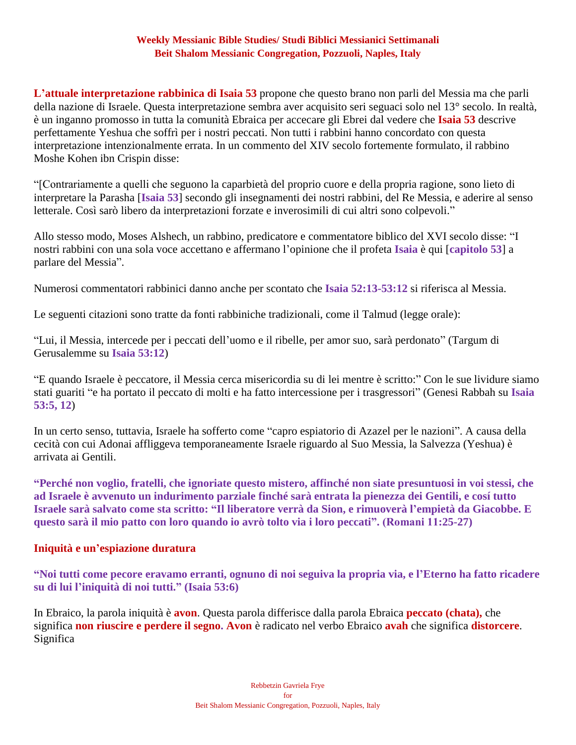**L'attuale interpretazione rabbinica di Isaia 53** propone che questo brano non parli del Messia ma che parli della nazione di Israele. Questa interpretazione sembra aver acquisito seri seguaci solo nel 13° secolo. In realtà, è un inganno promosso in tutta la comunità Ebraica per accecare gli Ebrei dal vedere che **Isaia 53** descrive perfettamente Yeshua che soffrì per i nostri peccati. Non tutti i rabbini hanno concordato con questa interpretazione intenzionalmente errata. In un commento del XIV secolo fortemente formulato, il rabbino Moshe Kohen ibn Crispin disse:

"[Contrariamente a quelli che seguono la caparbietà del proprio cuore e della propria ragione, sono lieto di interpretare la Parasha [**Isaia 53**] secondo gli insegnamenti dei nostri rabbini, del Re Messia, e aderire al senso letterale. Così sarò libero da interpretazioni forzate e inverosimili di cui altri sono colpevoli."

Allo stesso modo, Moses Alshech, un rabbino, predicatore e commentatore biblico del XVI secolo disse: "I nostri rabbini con una sola voce accettano e affermano l'opinione che il profeta **Isaia** è qui [**capitolo 53**] a parlare del Messia".

Numerosi commentatori rabbinici danno anche per scontato che **Isaia 52:13-53:12** si riferisca al Messia.

Le seguenti citazioni sono tratte da fonti rabbiniche tradizionali, come il Talmud (legge orale):

"Lui, il Messia, intercede per i peccati dell'uomo e il ribelle, per amor suo, sarà perdonato" (Targum di Gerusalemme su **Isaia 53:12**)

"E quando Israele è peccatore, il Messia cerca misericordia su di lei mentre è scritto:" Con le sue lividure siamo stati guariti "e ha portato il peccato di molti e ha fatto intercessione per i trasgressori" (Genesi Rabbah su **Isaia 53:5, 12**)

In un certo senso, tuttavia, Israele ha sofferto come "capro espiatorio di Azazel per le nazioni". A causa della cecità con cui Adonai affliggeva temporaneamente Israele riguardo al Suo Messia, la Salvezza (Yeshua) è arrivata ai Gentili.

**"Perché non voglio, fratelli, che ignoriate questo mistero, affinché non siate presuntuosi in voi stessi, che ad Israele è avvenuto un indurimento parziale finché sarà entrata la pienezza dei Gentili, e cosí tutto Israele sarà salvato come sta scritto: "Il liberatore verrà da Sion, e rimuoverà l'empietà da Giacobbe. E questo sarà il mio patto con loro quando io avrò tolto via i loro peccati". (Romani 11:25-27)**

## Iniquità e un'espiazione duratura

**"Noi tutti come pecore eravamo erranti, ognuno di noi seguiva la propria via, e l'Eterno ha fatto ricadere su di lui l'iniquità di noi tutti." (Isaia 53:6)**

In Ebraico, la parola iniquità è **avon**. Questa parola differisce dalla parola Ebraica **peccato (chata),** che significa **non riuscire e perdere il segno. Avon** è radicato nel verbo Ebraico **avah** che significa **distorcere**. Significa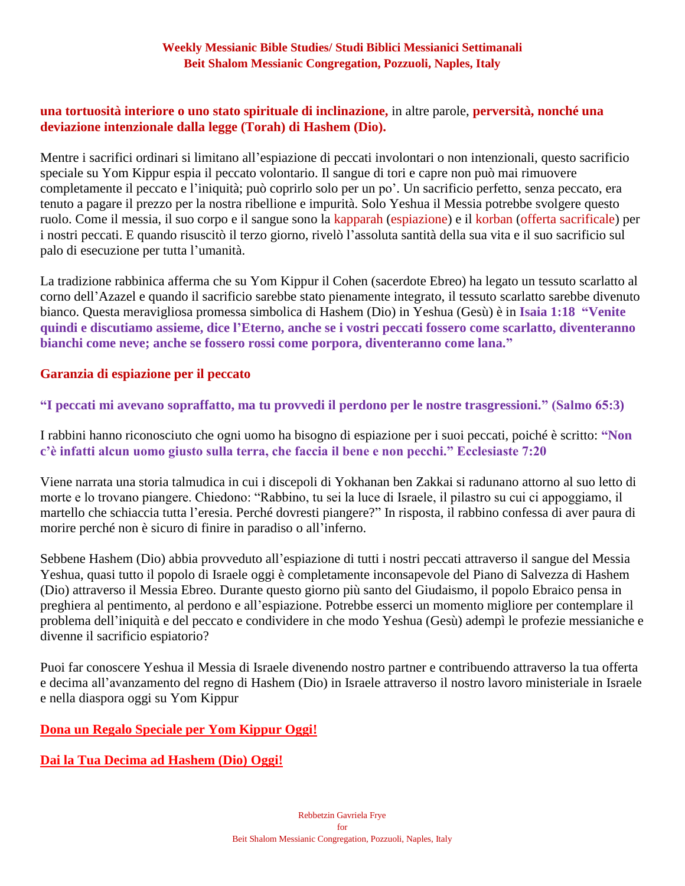**una tortuosità interiore o uno stato spirituale di inclinazione,** in altre parole, **perversità, nonché una deviazione intenzionale dalla legge (Torah) di Hashem (Dio).**

Mentre i sacrifici ordinari si limitano all'espiazione di peccati involontari o non intenzionali, questo sacrificio speciale su Yom Kippur espia il peccato volontario. Il sangue di tori e capre non può mai rimuovere completamente il peccato e l'iniquità; può coprirlo solo per un po'. Un sacrificio perfetto, senza peccato, era tenuto a pagare il prezzo per la nostra ribellione e impurità. Solo Yeshua il Messia potrebbe svolgere questo ruolo. Come il messia, il suo corpo e il sangue sono la kapparah (espiazione) e il korban (offerta sacrificale) per i nostri peccati. E quando risuscitò il terzo giorno, rivelò l'assoluta santità della sua vita e il suo sacrificio sul palo di esecuzione per tutta l'umanità.

La tradizione rabbinica afferma che su Yom Kippur il Cohen (sacerdote Ebreo) ha legato un tessuto scarlatto al corno dell'Azazel e quando il sacrificio sarebbe stato pienamente integrato, il tessuto scarlatto sarebbe divenuto bianco. Questa meravigliosa promessa simbolica di Hashem (Dio) in Yeshua (Gesù) è in **Isaia 1:18 "Venite quindi e discutiamo assieme, dice l'Eterno, anche se i vostri peccati fossero come scarlatto, diventeranno bianchi come neve; anche se fossero rossi come porpora, diventeranno come lana."**

## Garanzia di espiazione per il peccato

**"I peccati mi avevano sopraffatto, ma tu provvedi il perdono per le nostre trasgressioni." (Salmo 65:3)**

I rabbini hanno riconosciuto che ogni uomo ha bisogno di espiazione per i suoi peccati, poiché è scritto: **"Non c'è infatti alcun uomo giusto sulla terra, che faccia il bene e non pecchi." Ecclesiaste 7:20**

Viene narrata una storia talmudica in cui i discepoli di Yokhanan ben Zakkai si radunano attorno al suo letto di morte e lo trovano piangere. Chiedono: "Rabbino, tu sei la luce di Israele, il pilastro su cui ci appoggiamo, il martello che schiaccia tutta l'eresia. Perché dovresti piangere?" In risposta, il rabbino confessa di aver paura di morire perché non è sicuro di finire in paradiso o all'inferno.

Sebbene Hashem (Dio) abbia provveduto all'espiazione di tutti i nostri peccati attraverso il sangue del Messia Yeshua, quasi tutto il popolo di Israele oggi è completamente inconsapevole del Piano di Salvezza di Hashem (Dio) attraverso il Messia Ebreo. Durante questo giorno più santo del Giudaismo, il popolo Ebraico pensa in preghiera al pentimento, al perdono e all'espiazione. Potrebbe esserci un momento migliore per contemplare il problema dell'iniquità e del peccato e condividere in che modo Yeshua (Gesù) adempì le profezie messianiche e divenne il sacrificio espiatorio?

Puoi far conoscere Yeshua il Messia di Israele divenendo nostro partner e contribuendo attraverso la tua offerta e decima all'avanzamento del regno di Hashem (Dio) in Israele attraverso il nostro lavoro ministeriale in Israele e nella diaspora oggi su Yom Kippur

**Dona un Regalo Speciale per Yom Kippur Oggi!**

**Dai la Tua Decima ad Hashem (Dio) Oggi!**

Rebbetzin Gavriela Frye
for
Beit Shalom Messianic Congregation, Pozzuoli, Naples, Italy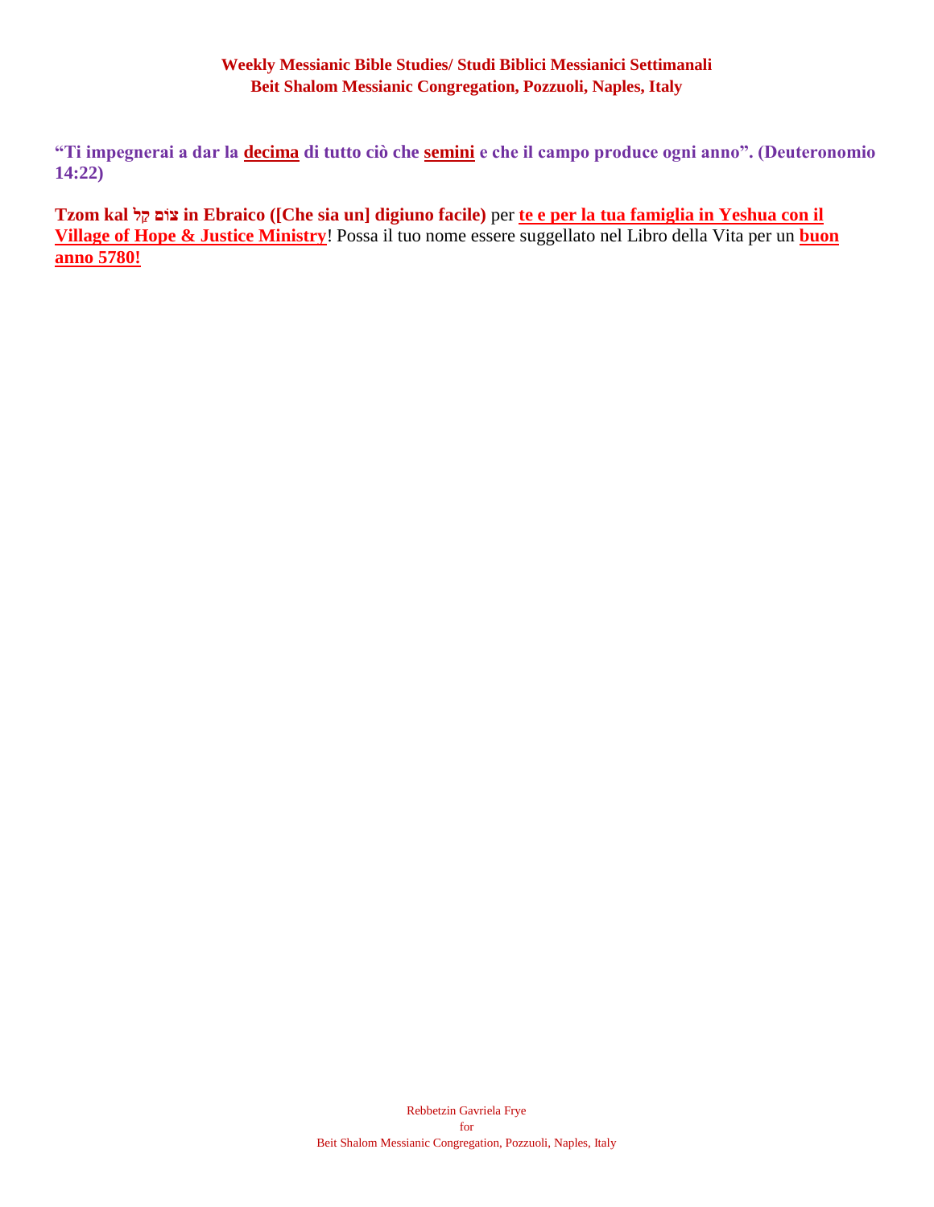**“Ti impegnerai a dar la decima di tutto ciò che semini e che il campo produce ogni anno”. (Deuteronomio 14:22)**

**Tzom kal צוֹם קַל in Ebraico ([Che sia un] digiuno facile)** per **te e per la tua famiglia in Yeshua con il Village of Hope & Justice Ministry**! Possa il tuo nome essere suggellato nel Libro della Vita per un **buon anno 5780!**